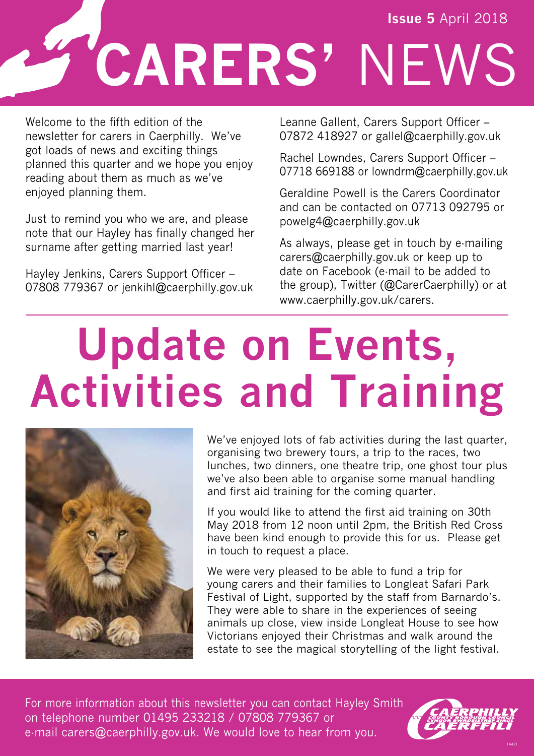**Issue 5** April 2018

# CARERS' NEWS

Welcome to the fifth edition of the newsletter for carers in Caerphilly. We've got loads of news and exciting things planned this quarter and we hope you enjoy reading about them as much as we've enjoyed planning them.

Just to remind you who we are, and please note that our Hayley has finally changed her surname after getting married last year!

Hayley Jenkins, Carers Support Officer – 07808 779367 or jenkihl@caerphilly.gov.uk

Leanne Gallent, Carers Support Officer – 07872 418927 or gallel@caerphilly.gov.uk

Rachel Lowndes, Carers Support Officer – 07718 669188 or lowndrm@caerphilly.gov.uk

Geraldine Powell is the Carers Coordinator and can be contacted on 07713 092795 or powelg4@caerphilly.gov.uk

As always, please get in touch by e-mailing carers@caerphilly.gov.uk or keep up to date on Facebook (e-mail to be added to the group), Twitter (@CarerCaerphilly) or at www.caerphilly.gov.uk/carers.

## Update on Events, Activities and Training

We've enjoyed lots of fab activities during the last quarter, organising two brewery tours, a trip to the races, two lunches, two dinners, one theatre trip, one ghost tour plus we've also been able to organise some manual handling and first aid training for the coming quarter.

If you would like to attend the first aid training on 30th May 2018 from 12 noon until 2pm, the British Red Cross have been kind enough to provide this for us. Please get in touch to request a place.

We were very pleased to be able to fund a trip for young carers and their families to Longleat Safari Park Festival of Light, supported by the staff from Barnardo's. They were able to share in the experiences of seeing animals up close, view inside Longleat House to see how Victorians enjoyed their Christmas and walk around the estate to see the magical storytelling of the light festival.

For more information about this newsletter you can contact Hayley Smith on telephone number 01495 233218 / 07808 779367 or e-mail carers@caerphilly.gov.uk. We would love to hear from you.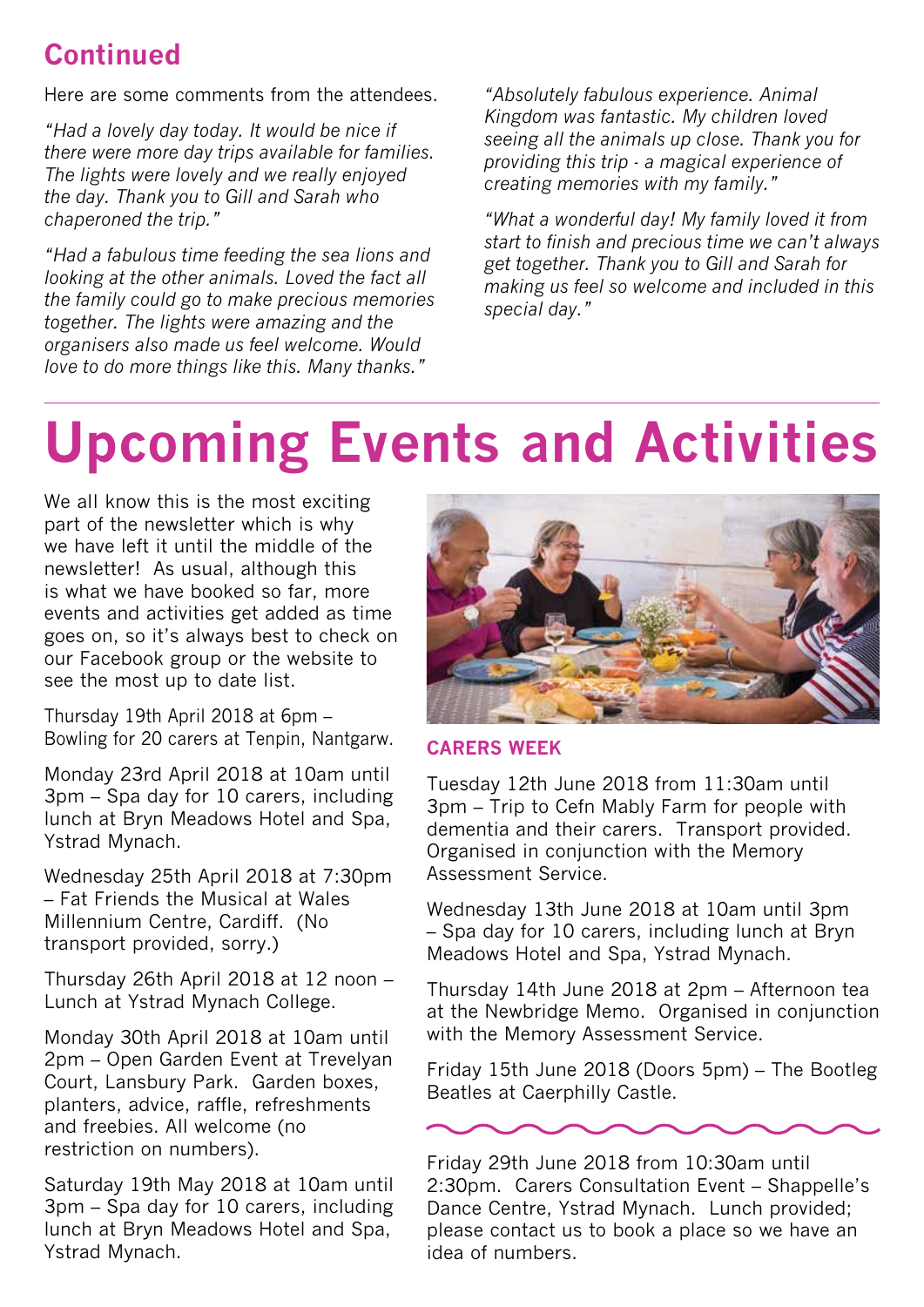## Continued

Here are some comments from the attendees.

*"Had a lovely day today. It would be nice if there were more day trips available for families. The lights were lovely and we really enjoyed the day. Thank you to Gill and Sarah who chaperoned the trip."*

*"Had a fabulous time feeding the sea lions and looking at the other animals. Loved the fact all the family could go to make precious memories together. The lights were amazing and the organisers also made us feel welcome. Would love to do more things like this. Many thanks."*

*"Absolutely fabulous experience. Animal Kingdom was fantastic. My children loved seeing all the animals up close. Thank you for providing this trip - a magical experience of creating memories with my family."*

*"What a wonderful day! My family loved it from start to finish and precious time we can't always get together. Thank you to Gill and Sarah for making us feel so welcome and included in this special day."*

# Upcoming Events and Activities

We all know this is the most exciting part of the newsletter which is why we have left it until the middle of the newsletter! As usual, although this is what we have booked so far, more events and activities get added as time goes on, so it's always best to check on our Facebook group or the website to see the most up to date list.

Thursday 19th April 2018 at 6pm – Bowling for 20 carers at Tenpin, Nantgarw.

Monday 23rd April 2018 at 10am until 3pm – Spa day for 10 carers, including lunch at Bryn Meadows Hotel and Spa, Ystrad Mynach.

Wednesday 25th April 2018 at 7:30pm – Fat Friends the Musical at Wales Millennium Centre, Cardiff. (No transport provided, sorry.)

Thursday 26th April 2018 at 12 noon – Lunch at Ystrad Mynach College.

Monday 30th April 2018 at 10am until 2pm – Open Garden Event at Trevelyan Court, Lansbury Park. Garden boxes, planters, advice, raffle, refreshments and freebies. All welcome (no restriction on numbers).

Saturday 19th May 2018 at 10am until 3pm – Spa day for 10 carers, including lunch at Bryn Meadows Hotel and Spa, Ystrad Mynach.

### CARERS WEEK

Tuesday 12th June 2018 from 11:30am until 3pm – Trip to Cefn Mably Farm for people with dementia and their carers. Transport provided. Organised in conjunction with the Memory Assessment Service.

Wednesday 13th June 2018 at 10am until 3pm – Spa day for 10 carers, including lunch at Bryn Meadows Hotel and Spa, Ystrad Mynach.

Thursday 14th June 2018 at 2pm – Afternoon tea at the Newbridge Memo. Organised in conjunction with the Memory Assessment Service.

Friday 15th June 2018 (Doors 5pm) – The Bootleg Beatles at Caerphilly Castle.

Friday 29th June 2018 from 10:30am until 2:30pm. Carers Consultation Event – Shappelle's Dance Centre, Ystrad Mynach. Lunch provided; please contact us to book a place so we have an idea of numbers.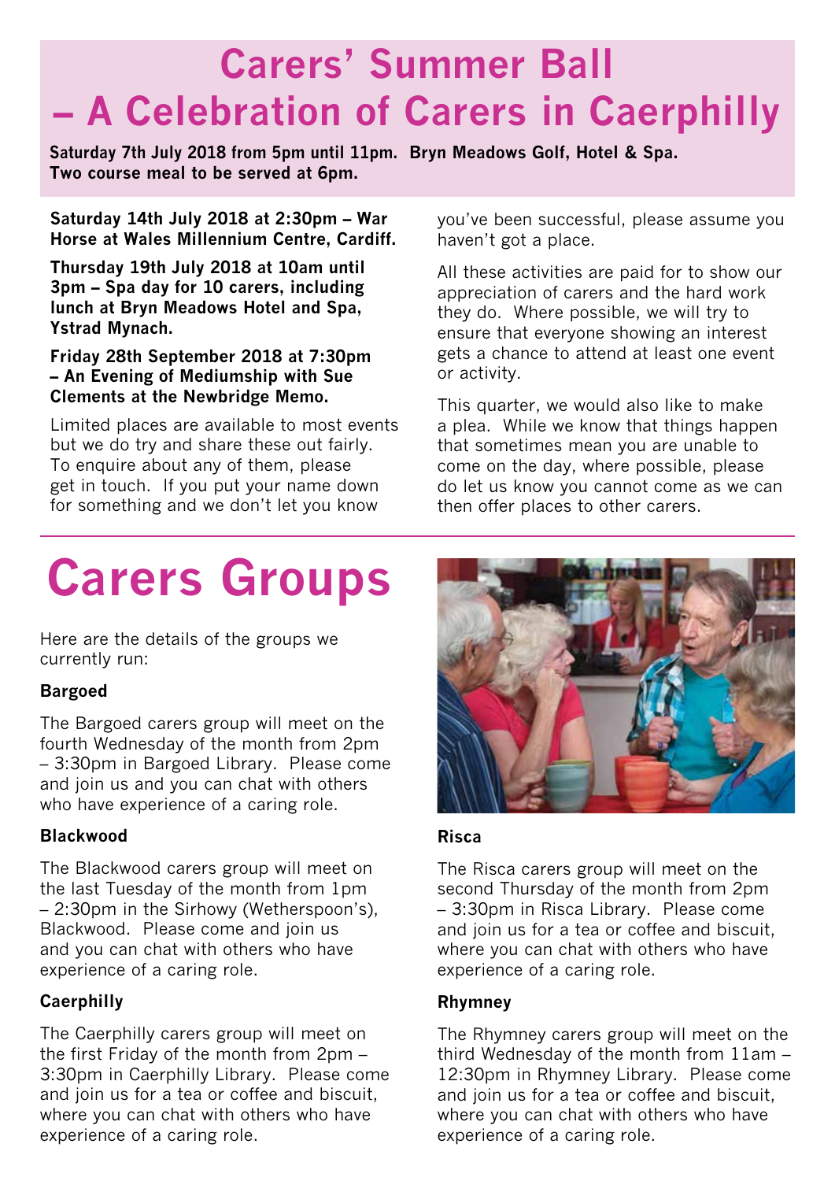# Carers' Summer Ball – A Celebration of Carers in Caerphilly

**Saturday 7th July 2018 from 5pm until 11pm. Bryn Meadows Golf, Hotel & Spa. Two course meal to be served at 6pm.**

**Saturday 14th July 2018 at 2:30pm – War Horse at Wales Millennium Centre, Cardiff.**

**Thursday 19th July 2018 at 10am until 3pm – Spa day for 10 carers, including lunch at Bryn Meadows Hotel and Spa, Ystrad Mynach.**

**Friday 28th September 2018 at 7:30pm – An Evening of Mediumship with Sue Clements at the Newbridge Memo.**

Limited places are available to most events but we do try and share these out fairly. To enquire about any of them, please get in touch. If you put your name down for something and we don't let you know you've been successful, please assume you haven't got a place.

All these activities are paid for to show our appreciation of carers and the hard work they do. Where possible, we will try to ensure that everyone showing an interest gets a chance to attend at least one event or activity.

This quarter, we would also like to make a plea. While we know that things happen that sometimes mean you are unable to come on the day, where possible, please do let us know you cannot come as we can then offer places to other carers.

# Carers Groups

Here are the details of the groups we currently run:

### Bargoed

The Bargoed carers group will meet on the fourth Wednesday of the month from 2pm – 3:30pm in Bargoed Library. Please come and join us and you can chat with others who have experience of a caring role.

### Blackwood

The Blackwood carers group will meet on the last Tuesday of the month from 1pm – 2:30pm in the Sirhowy (Wetherspoon's), Blackwood. Please come and join us and you can chat with others who have experience of a caring role.

### Caerphilly

The Caerphilly carers group will meet on the first Friday of the month from 2pm – 3:30pm in Caerphilly Library. Please come and join us for a tea or coffee and biscuit, where you can chat with others who have experience of a caring role.

### Risca

The Risca carers group will meet on the second Thursday of the month from 2pm – 3:30pm in Risca Library. Please come and join us for a tea or coffee and biscuit, where you can chat with others who have experience of a caring role.

### Rhymney

The Rhymney carers group will meet on the third Wednesday of the month from 11am – 12:30pm in Rhymney Library. Please come and join us for a tea or coffee and biscuit, where you can chat with others who have experience of a caring role.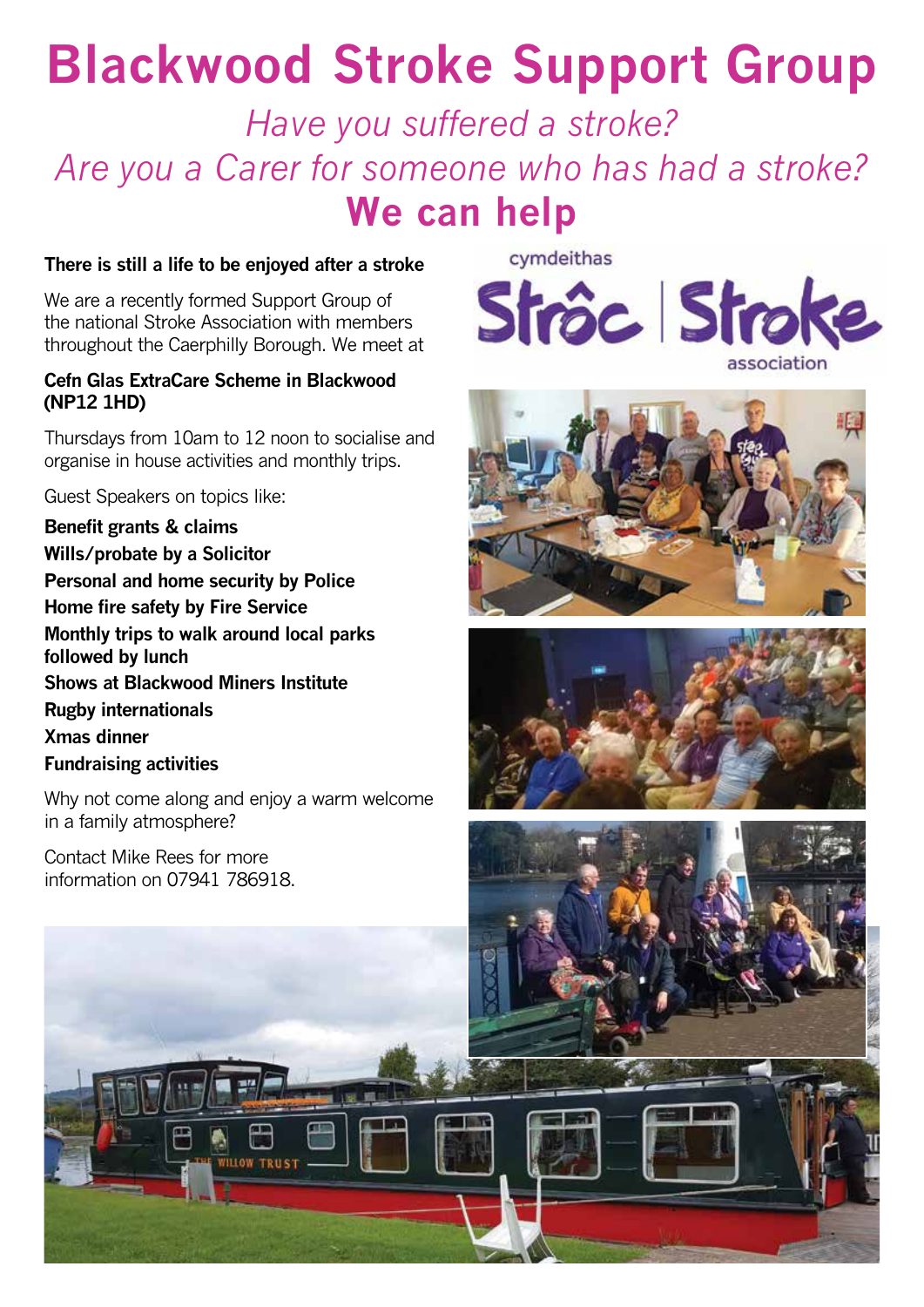# Blackwood Stroke Support Group

*Have you suffered a stroke?*

*Are you a Carer for someone who has had a stroke?*

## We can help

**There is still a life to be enjoyed after a stroke**

We are a recently formed Support Group of the national Stroke Association with members throughout the Caerphilly Borough. We meet at

**Cefn Glas ExtraCare Scheme in Blackwood (NP12 1HD)**

Thursdays from 10am to 12 noon to socialise and organise in house activities and monthly trips.

Guest Speakers on topics like:

**Benefit grants & claims**
**Wills/probate by a Solicitor**
**Personal and home security by Police**
**Home fire safety by Fire Service**
**Monthly trips to walk around local parks followed by lunch**
**Shows at Blackwood Miners Institute**
**Rugby internationals**
**Xmas dinner**
**Fundraising activities**

Why not come along and enjoy a warm welcome in a family atmosphere?

Contact Mike Rees for more information on 07941 786918.

cymdeithas Strôc | Stroke association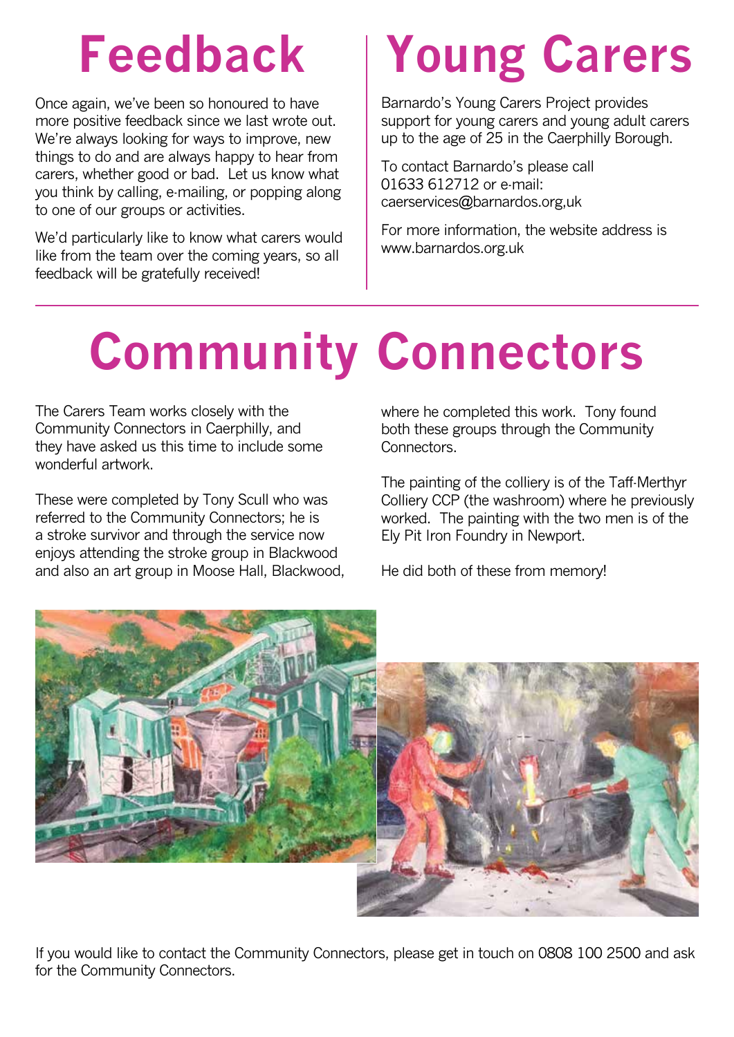# Feedback

Once again, we've been so honoured to have more positive feedback since we last wrote out. We're always looking for ways to improve, new things to do and are always happy to hear from carers, whether good or bad. Let us know what you think by calling, e-mailing, or popping along to one of our groups or activities.

We'd particularly like to know what carers would like from the team over the coming years, so all feedback will be gratefully received!

# Young Carers

Barnardo's Young Carers Project provides support for young carers and young adult carers up to the age of 25 in the Caerphilly Borough.

To contact Barnardo's please call 01633 612712 or e-mail: caerservices@barnardos.org,uk

For more information, the website address is www.barnardos.org.uk

# Community Connectors

The Carers Team works closely with the Community Connectors in Caerphilly, and they have asked us this time to include some wonderful artwork.

These were completed by Tony Scull who was referred to the Community Connectors; he is a stroke survivor and through the service now enjoys attending the stroke group in Blackwood and also an art group in Moose Hall, Blackwood, where he completed this work. Tony found both these groups through the Community Connectors.

The painting of the colliery is of the Taff-Merthyr Colliery CCP (the washroom) where he previously worked. The painting with the two men is of the Ely Pit Iron Foundry in Newport.

He did both of these from memory!

If you would like to contact the Community Connectors, please get in touch on 0808 100 2500 and ask for the Community Connectors.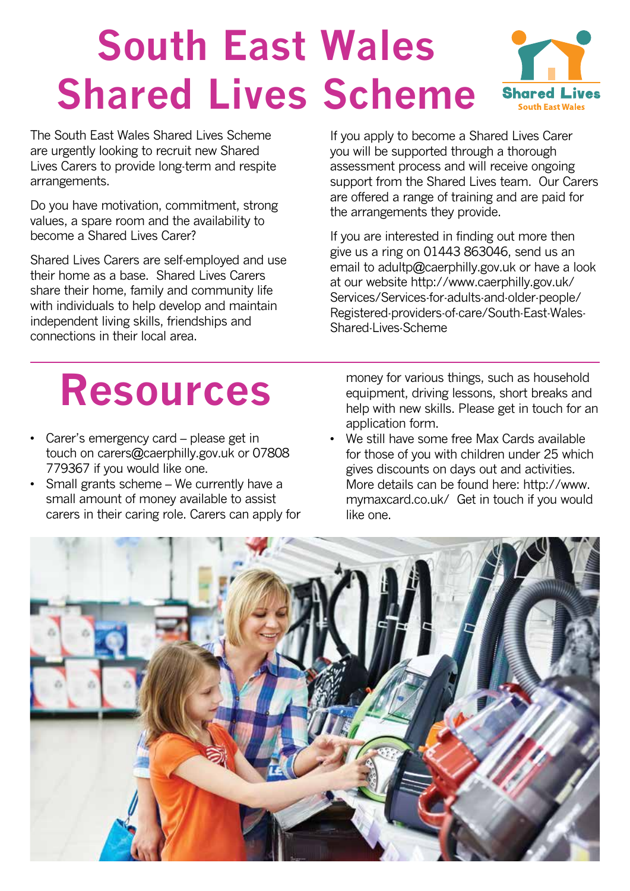# South East Wales Shared Lives Scheme

The South East Wales Shared Lives Scheme are urgently looking to recruit new Shared Lives Carers to provide long-term and respite arrangements.

Do you have motivation, commitment, strong values, a spare room and the availability to become a Shared Lives Carer?

Shared Lives Carers are self-employed and use their home as a base. Shared Lives Carers share their home, family and community life with individuals to help develop and maintain independent living skills, friendships and connections in their local area.

If you apply to become a Shared Lives Carer you will be supported through a thorough assessment process and will receive ongoing support from the Shared Lives team. Our Carers are offered a range of training and are paid for the arrangements they provide.

If you are interested in finding out more then give us a ring on 01443 863046, send us an email to adultp@caerphilly.gov.uk or have a look at our website http://www.caerphilly.gov.uk/Services/Services-for-adults-and-older-people/Registered-providers-of-care/South-East-Wales-Shared-Lives-Scheme

# Resources

- Carer's emergency card – please get in touch on carers@caerphilly.gov.uk or 07808 779367 if you would like one.
- Small grants scheme – We currently have a small amount of money available to assist carers in their caring role. Carers can apply for money for various things, such as household equipment, driving lessons, short breaks and help with new skills. Please get in touch for an application form.
- We still have some free Max Cards available for those of you with children under 25 which gives discounts on days out and activities. More details can be found here: http://www.mymaxcard.co.uk/ Get in touch if you would like one.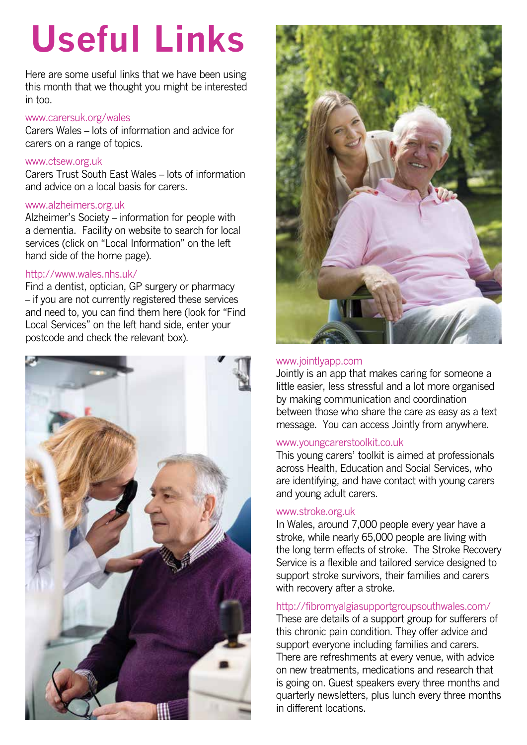# Useful Links

Here are some useful links that we have been using this month that we thought you might be interested in too.

www.carersuk.org/wales
Carers Wales – lots of information and advice for carers on a range of topics.

www.ctsew.org.uk
Carers Trust South East Wales – lots of information and advice on a local basis for carers.

www.alzheimers.org.uk
Alzheimer's Society – information for people with a dementia. Facility on website to search for local services (click on "Local Information" on the left hand side of the home page).

http://www.wales.nhs.uk/
Find a dentist, optician, GP surgery or pharmacy – if you are not currently registered these services and need to, you can find them here (look for "Find Local Services" on the left hand side, enter your postcode and check the relevant box).

www.jointlyapp.com
Jointly is an app that makes caring for someone a little easier, less stressful and a lot more organised by making communication and coordination between those who share the care as easy as a text message. You can access Jointly from anywhere.

www.youngcarerstoolkit.co.uk
This young carers' toolkit is aimed at professionals across Health, Education and Social Services, who are identifying, and have contact with young carers and young adult carers.

www.stroke.org.uk
In Wales, around 7,000 people every year have a stroke, while nearly 65,000 people are living with the long term effects of stroke. The Stroke Recovery Service is a flexible and tailored service designed to support stroke survivors, their families and carers with recovery after a stroke.

http://fibromyalgiasupportgroupsouthwales.com/
These are details of a support group for sufferers of this chronic pain condition. They offer advice and support everyone including families and carers. There are refreshments at every venue, with advice on new treatments, medications and research that is going on. Guest speakers every three months and quarterly newsletters, plus lunch every three months in different locations.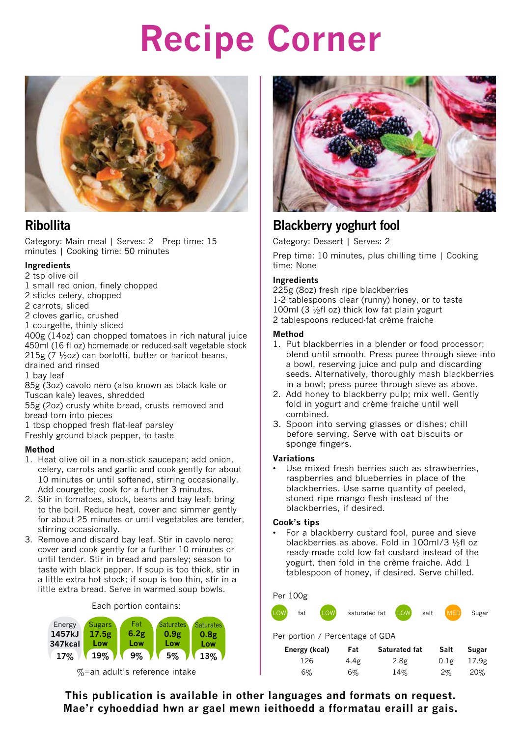# Recipe Corner

## Ribollita

Category: Main meal | Serves: 2 Prep time: 15 minutes | Cooking time: 50 minutes

### Ingredients

2 tsp olive oil
1 small red onion, finely chopped
2 sticks celery, chopped
2 carrots, sliced
2 cloves garlic, crushed
1 courgette, thinly sliced
400g (14oz) can chopped tomatoes in rich natural juice
450ml (16 fl oz) homemade or reduced-salt vegetable stock
215g (7 ½oz) can borlotti, butter or haricot beans, drained and rinsed
1 bay leaf
85g (3oz) cavolo nero (also known as black kale or Tuscan kale) leaves, shredded
55g (2oz) crusty white bread, crusts removed and bread torn into pieces
1 tbsp chopped fresh flat-leaf parsley
Freshly ground black pepper, to taste

### Method

1. Heat olive oil in a non-stick saucepan; add onion, celery, carrots and garlic and cook gently for about 10 minutes or until softened, stirring occasionally. Add courgette; cook for a further 3 minutes.
2. Stir in tomatoes, stock, beans and bay leaf; bring to the boil. Reduce heat, cover and simmer gently for about 25 minutes or until vegetables are tender, stirring occasionally.
3. Remove and discard bay leaf. Stir in cavolo nero; cover and cook gently for a further 10 minutes or until tender. Stir in bread and parsley; season to taste with black pepper. If soup is too thick, stir in a little extra hot stock; if soup is too thin, stir in a little extra bread. Serve in warmed soup bowls.

Each portion contains:

| Energy | Sugars | Fat | Saturates | Saturates |
|---|---|---|---|---|
| 1457kJ 347kcal | 17.5g Low | 6.2g Low | 0.9g Low | 0.8g Low |
| 17% | 19% | 9% | 5% | 13% |

%=an adult's reference intake

## Blackberry yoghurt fool

Category: Dessert | Serves: 2

Prep time: 10 minutes, plus chilling time | Cooking time: None

### Ingredients

225g (8oz) fresh ripe blackberries
1-2 tablespoons clear (runny) honey, or to taste
100ml (3 ½fl oz) thick low fat plain yogurt
2 tablespoons reduced-fat crème fraiche

### Method

1. Put blackberries in a blender or food processor; blend until smooth. Press puree through sieve into a bowl, reserving juice and pulp and discarding seeds. Alternatively, thoroughly mash blackberries in a bowl; press puree through sieve as above.
2. Add honey to blackberry pulp; mix well. Gently fold in yogurt and crème fraiche until well combined.
3. Spoon into serving glasses or dishes; chill before serving. Serve with oat biscuits or sponge fingers.

### Variations

- Use mixed fresh berries such as strawberries, raspberries and blueberries in place of the blackberries. Use same quantity of peeled, stoned ripe mango flesh instead of the blackberries, if desired.

### Cook's tips

- For a blackberry custard fool, puree and sieve blackberries as above. Fold in 100ml/3 ½fl oz ready-made cold low fat custard instead of the yogurt, then fold in the crème fraiche. Add 1 tablespoon of honey, if desired. Serve chilled.

Per 100g

LOW fat  LOW saturated fat  LOW salt  MED Sugar

Per portion / Percentage of GDA

| Energy (kcal) | Fat | Saturated fat | Salt | Sugar |
|---|---|---|---|---|
| 126 | 4.4g | 2.8g | 0.1g | 17.9g |
| 6% | 6% | 14% | 2% | 20% |

**This publication is available in other languages and formats on request.**
**Mae'r cyhoeddiad hwn ar gael mewn ieithoedd a fformatau eraill ar gais.**